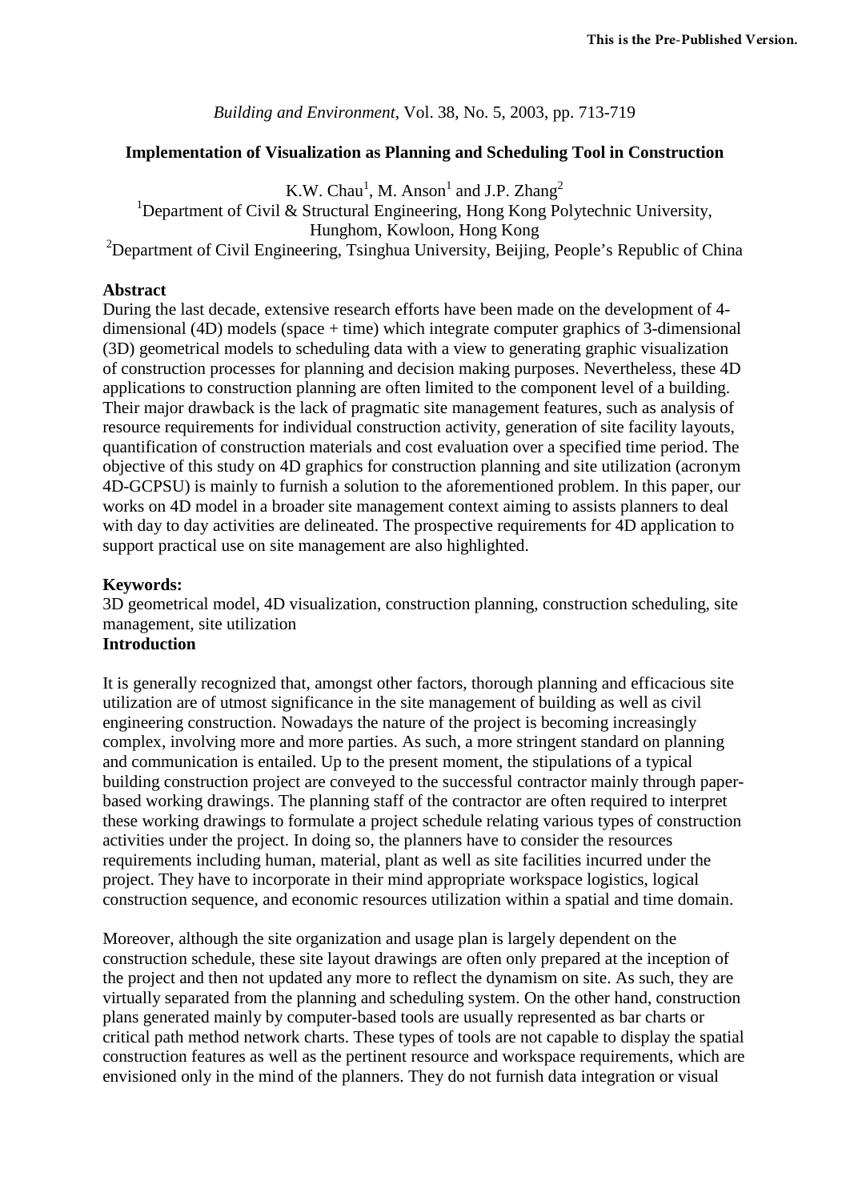This is the Pre-Published Version.

*Building and Environment*, Vol. 38, No. 5, 2003, pp. 713-719

# Implementation of Visualization as Planning and Scheduling Tool in Construction

K.W. Chau[1], M. Anson[1] and J.P. Zhang[2]

[1]Department of Civil & Structural Engineering, Hong Kong Polytechnic University, Hunghom, Kowloon, Hong Kong

[2]Department of Civil Engineering, Tsinghua University, Beijing, People's Republic of China

## Abstract

During the last decade, extensive research efforts have been made on the development of 4-dimensional (4D) models (space + time) which integrate computer graphics of 3-dimensional (3D) geometrical models to scheduling data with a view to generating graphic visualization of construction processes for planning and decision making purposes. Nevertheless, these 4D applications to construction planning are often limited to the component level of a building. Their major drawback is the lack of pragmatic site management features, such as analysis of resource requirements for individual construction activity, generation of site facility layouts, quantification of construction materials and cost evaluation over a specified time period. The objective of this study on 4D graphics for construction planning and site utilization (acronym 4D-GCPSU) is mainly to furnish a solution to the aforementioned problem. In this paper, our works on 4D model in a broader site management context aiming to assists planners to deal with day to day activities are delineated. The prospective requirements for 4D application to support practical use on site management are also highlighted.

**Keywords:**

3D geometrical model, 4D visualization, construction planning, construction scheduling, site management, site utilization

## Introduction

It is generally recognized that, amongst other factors, thorough planning and efficacious site utilization are of utmost significance in the site management of building as well as civil engineering construction. Nowadays the nature of the project is becoming increasingly complex, involving more and more parties. As such, a more stringent standard on planning and communication is entailed. Up to the present moment, the stipulations of a typical building construction project are conveyed to the successful contractor mainly through paper-based working drawings. The planning staff of the contractor are often required to interpret these working drawings to formulate a project schedule relating various types of construction activities under the project. In doing so, the planners have to consider the resources requirements including human, material, plant as well as site facilities incurred under the project. They have to incorporate in their mind appropriate workspace logistics, logical construction sequence, and economic resources utilization within a spatial and time domain.

Moreover, although the site organization and usage plan is largely dependent on the construction schedule, these site layout drawings are often only prepared at the inception of the project and then not updated any more to reflect the dynamism on site. As such, they are virtually separated from the planning and scheduling system. On the other hand, construction plans generated mainly by computer-based tools are usually represented as bar charts or critical path method network charts. These types of tools are not capable to display the spatial construction features as well as the pertinent resource and workspace requirements, which are envisioned only in the mind of the planners. They do not furnish data integration or visual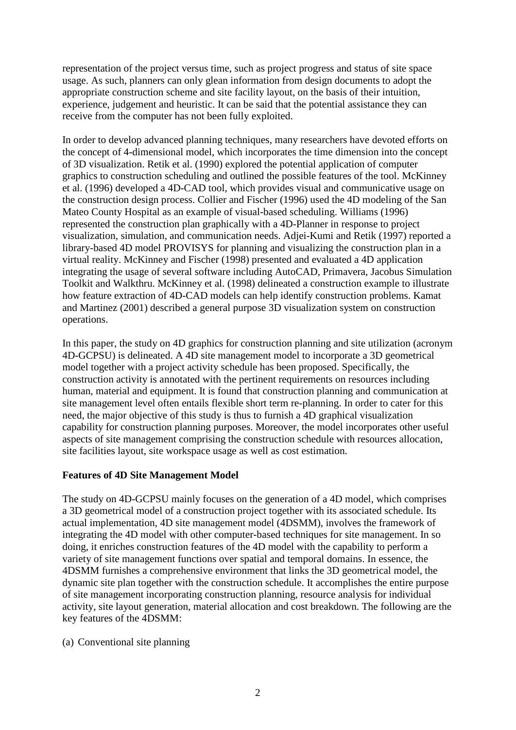representation of the project versus time, such as project progress and status of site space usage. As such, planners can only glean information from design documents to adopt the appropriate construction scheme and site facility layout, on the basis of their intuition, experience, judgement and heuristic. It can be said that the potential assistance they can receive from the computer has not been fully exploited.

In order to develop advanced planning techniques, many researchers have devoted efforts on the concept of 4-dimensional model, which incorporates the time dimension into the concept of 3D visualization. Retik et al. (1990) explored the potential application of computer graphics to construction scheduling and outlined the possible features of the tool. McKinney et al. (1996) developed a 4D-CAD tool, which provides visual and communicative usage on the construction design process. Collier and Fischer (1996) used the 4D modeling of the San Mateo County Hospital as an example of visual-based scheduling. Williams (1996) represented the construction plan graphically with a 4D-Planner in response to project visualization, simulation, and communication needs. Adjei-Kumi and Retik (1997) reported a library-based 4D model PROVISYS for planning and visualizing the construction plan in a virtual reality. McKinney and Fischer (1998) presented and evaluated a 4D application integrating the usage of several software including AutoCAD, Primavera, Jacobus Simulation Toolkit and Walkthru. McKinney et al. (1998) delineated a construction example to illustrate how feature extraction of 4D-CAD models can help identify construction problems. Kamat and Martinez (2001) described a general purpose 3D visualization system on construction operations.

In this paper, the study on 4D graphics for construction planning and site utilization (acronym 4D-GCPSU) is delineated. A 4D site management model to incorporate a 3D geometrical model together with a project activity schedule has been proposed. Specifically, the construction activity is annotated with the pertinent requirements on resources including human, material and equipment. It is found that construction planning and communication at site management level often entails flexible short term re-planning. In order to cater for this need, the major objective of this study is thus to furnish a 4D graphical visualization capability for construction planning purposes. Moreover, the model incorporates other useful aspects of site management comprising the construction schedule with resources allocation, site facilities layout, site workspace usage as well as cost estimation.

**Features of 4D Site Management Model**

The study on 4D-GCPSU mainly focuses on the generation of a 4D model, which comprises a 3D geometrical model of a construction project together with its associated schedule. Its actual implementation, 4D site management model (4DSMM), involves the framework of integrating the 4D model with other computer-based techniques for site management. In so doing, it enriches construction features of the 4D model with the capability to perform a variety of site management functions over spatial and temporal domains. In essence, the 4DSMM furnishes a comprehensive environment that links the 3D geometrical model, the dynamic site plan together with the construction schedule. It accomplishes the entire purpose of site management incorporating construction planning, resource analysis for individual activity, site layout generation, material allocation and cost breakdown. The following are the key features of the 4DSMM:

(a) Conventional site planning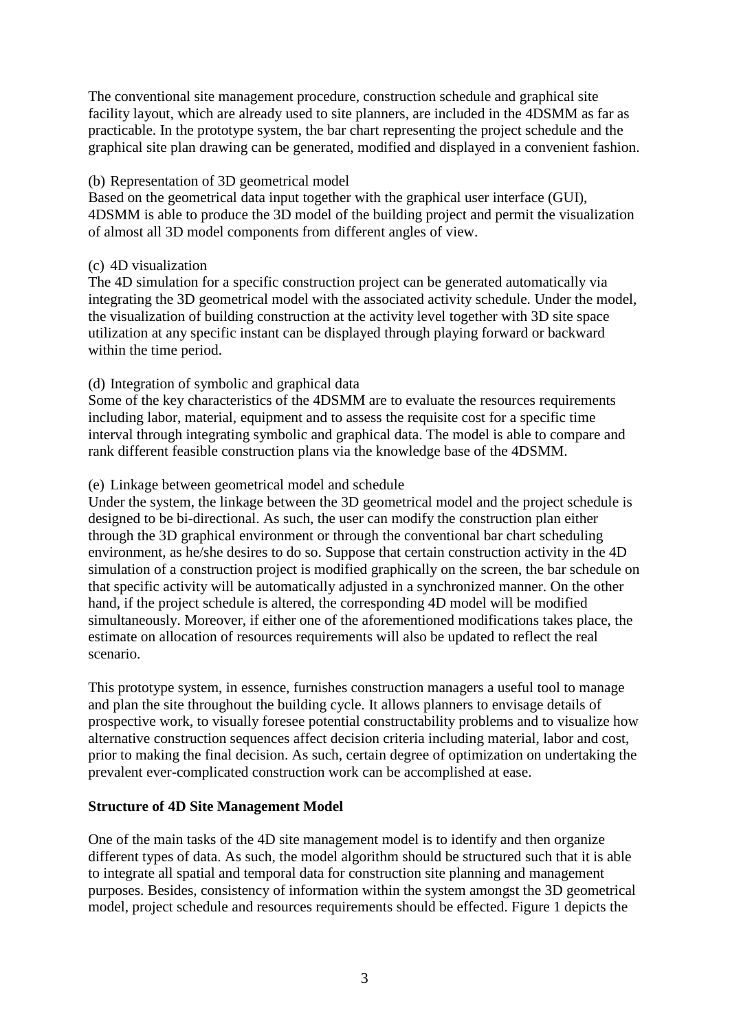The conventional site management procedure, construction schedule and graphical site facility layout, which are already used to site planners, are included in the 4DSMM as far as practicable. In the prototype system, the bar chart representing the project schedule and the graphical site plan drawing can be generated, modified and displayed in a convenient fashion.

(b) Representation of 3D geometrical model
Based on the geometrical data input together with the graphical user interface (GUI), 4DSMM is able to produce the 3D model of the building project and permit the visualization of almost all 3D model components from different angles of view.

(c) 4D visualization
The 4D simulation for a specific construction project can be generated automatically via integrating the 3D geometrical model with the associated activity schedule. Under the model, the visualization of building construction at the activity level together with 3D site space utilization at any specific instant can be displayed through playing forward or backward within the time period.

(d) Integration of symbolic and graphical data
Some of the key characteristics of the 4DSMM are to evaluate the resources requirements including labor, material, equipment and to assess the requisite cost for a specific time interval through integrating symbolic and graphical data. The model is able to compare and rank different feasible construction plans via the knowledge base of the 4DSMM.

(e) Linkage between geometrical model and schedule
Under the system, the linkage between the 3D geometrical model and the project schedule is designed to be bi-directional. As such, the user can modify the construction plan either through the 3D graphical environment or through the conventional bar chart scheduling environment, as he/she desires to do so. Suppose that certain construction activity in the 4D simulation of a construction project is modified graphically on the screen, the bar schedule on that specific activity will be automatically adjusted in a synchronized manner. On the other hand, if the project schedule is altered, the corresponding 4D model will be modified simultaneously. Moreover, if either one of the aforementioned modifications takes place, the estimate on allocation of resources requirements will also be updated to reflect the real scenario.

This prototype system, in essence, furnishes construction managers a useful tool to manage and plan the site throughout the building cycle. It allows planners to envisage details of prospective work, to visually foresee potential constructability problems and to visualize how alternative construction sequences affect decision criteria including material, labor and cost, prior to making the final decision. As such, certain degree of optimization on undertaking the prevalent ever-complicated construction work can be accomplished at ease.

**Structure of 4D Site Management Model**

One of the main tasks of the 4D site management model is to identify and then organize different types of data. As such, the model algorithm should be structured such that it is able to integrate all spatial and temporal data for construction site planning and management purposes. Besides, consistency of information within the system amongst the 3D geometrical model, project schedule and resources requirements should be effected. Figure 1 depicts the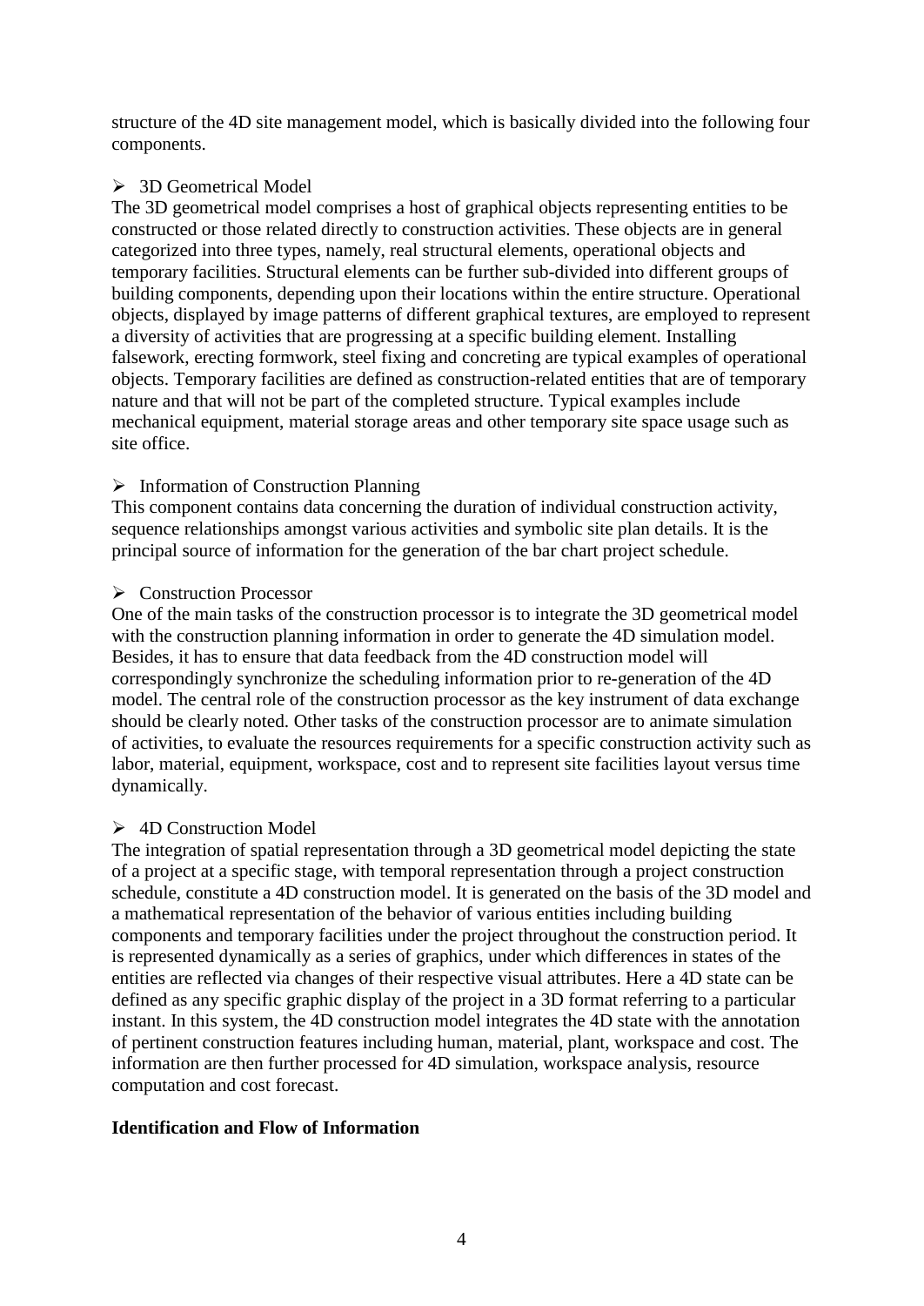structure of the 4D site management model, which is basically divided into the following four components.

- 3D Geometrical Model

The 3D geometrical model comprises a host of graphical objects representing entities to be constructed or those related directly to construction activities. These objects are in general categorized into three types, namely, real structural elements, operational objects and temporary facilities. Structural elements can be further sub-divided into different groups of building components, depending upon their locations within the entire structure. Operational objects, displayed by image patterns of different graphical textures, are employed to represent a diversity of activities that are progressing at a specific building element. Installing falsework, erecting formwork, steel fixing and concreting are typical examples of operational objects. Temporary facilities are defined as construction-related entities that are of temporary nature and that will not be part of the completed structure. Typical examples include mechanical equipment, material storage areas and other temporary site space usage such as site office.

- Information of Construction Planning

This component contains data concerning the duration of individual construction activity, sequence relationships amongst various activities and symbolic site plan details. It is the principal source of information for the generation of the bar chart project schedule.

- Construction Processor

One of the main tasks of the construction processor is to integrate the 3D geometrical model with the construction planning information in order to generate the 4D simulation model. Besides, it has to ensure that data feedback from the 4D construction model will correspondingly synchronize the scheduling information prior to re-generation of the 4D model. The central role of the construction processor as the key instrument of data exchange should be clearly noted. Other tasks of the construction processor are to animate simulation of activities, to evaluate the resources requirements for a specific construction activity such as labor, material, equipment, workspace, cost and to represent site facilities layout versus time dynamically.

- 4D Construction Model

The integration of spatial representation through a 3D geometrical model depicting the state of a project at a specific stage, with temporal representation through a project construction schedule, constitute a 4D construction model. It is generated on the basis of the 3D model and a mathematical representation of the behavior of various entities including building components and temporary facilities under the project throughout the construction period. It is represented dynamically as a series of graphics, under which differences in states of the entities are reflected via changes of their respective visual attributes. Here a 4D state can be defined as any specific graphic display of the project in a 3D format referring to a particular instant. In this system, the 4D construction model integrates the 4D state with the annotation of pertinent construction features including human, material, plant, workspace and cost. The information are then further processed for 4D simulation, workspace analysis, resource computation and cost forecast.

**Identification and Flow of Information**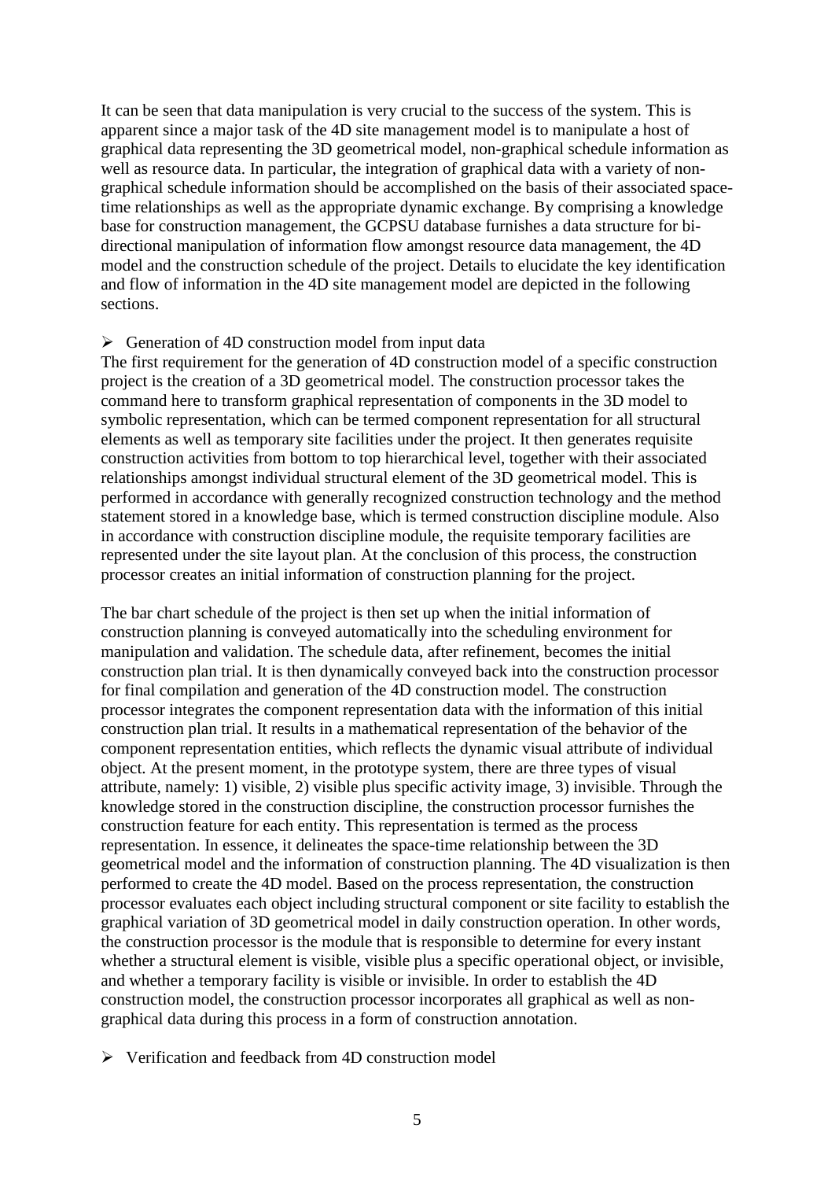It can be seen that data manipulation is very crucial to the success of the system. This is apparent since a major task of the 4D site management model is to manipulate a host of graphical data representing the 3D geometrical model, non-graphical schedule information as well as resource data. In particular, the integration of graphical data with a variety of non-graphical schedule information should be accomplished on the basis of their associated space-time relationships as well as the appropriate dynamic exchange. By comprising a knowledge base for construction management, the GCPSU database furnishes a data structure for bi-directional manipulation of information flow amongst resource data management, the 4D model and the construction schedule of the project. Details to elucidate the key identification and flow of information in the 4D site management model are depicted in the following sections.

- Generation of 4D construction model from input data

The first requirement for the generation of 4D construction model of a specific construction project is the creation of a 3D geometrical model. The construction processor takes the command here to transform graphical representation of components in the 3D model to symbolic representation, which can be termed component representation for all structural elements as well as temporary site facilities under the project. It then generates requisite construction activities from bottom to top hierarchical level, together with their associated relationships amongst individual structural element of the 3D geometrical model. This is performed in accordance with generally recognized construction technology and the method statement stored in a knowledge base, which is termed construction discipline module. Also in accordance with construction discipline module, the requisite temporary facilities are represented under the site layout plan. At the conclusion of this process, the construction processor creates an initial information of construction planning for the project.

The bar chart schedule of the project is then set up when the initial information of construction planning is conveyed automatically into the scheduling environment for manipulation and validation. The schedule data, after refinement, becomes the initial construction plan trial. It is then dynamically conveyed back into the construction processor for final compilation and generation of the 4D construction model. The construction processor integrates the component representation data with the information of this initial construction plan trial. It results in a mathematical representation of the behavior of the component representation entities, which reflects the dynamic visual attribute of individual object. At the present moment, in the prototype system, there are three types of visual attribute, namely: 1) visible, 2) visible plus specific activity image, 3) invisible. Through the knowledge stored in the construction discipline, the construction processor furnishes the construction feature for each entity. This representation is termed as the process representation. In essence, it delineates the space-time relationship between the 3D geometrical model and the information of construction planning. The 4D visualization is then performed to create the 4D model. Based on the process representation, the construction processor evaluates each object including structural component or site facility to establish the graphical variation of 3D geometrical model in daily construction operation. In other words, the construction processor is the module that is responsible to determine for every instant whether a structural element is visible, visible plus a specific operational object, or invisible, and whether a temporary facility is visible or invisible. In order to establish the 4D construction model, the construction processor incorporates all graphical as well as non-graphical data during this process in a form of construction annotation.

- Verification and feedback from 4D construction model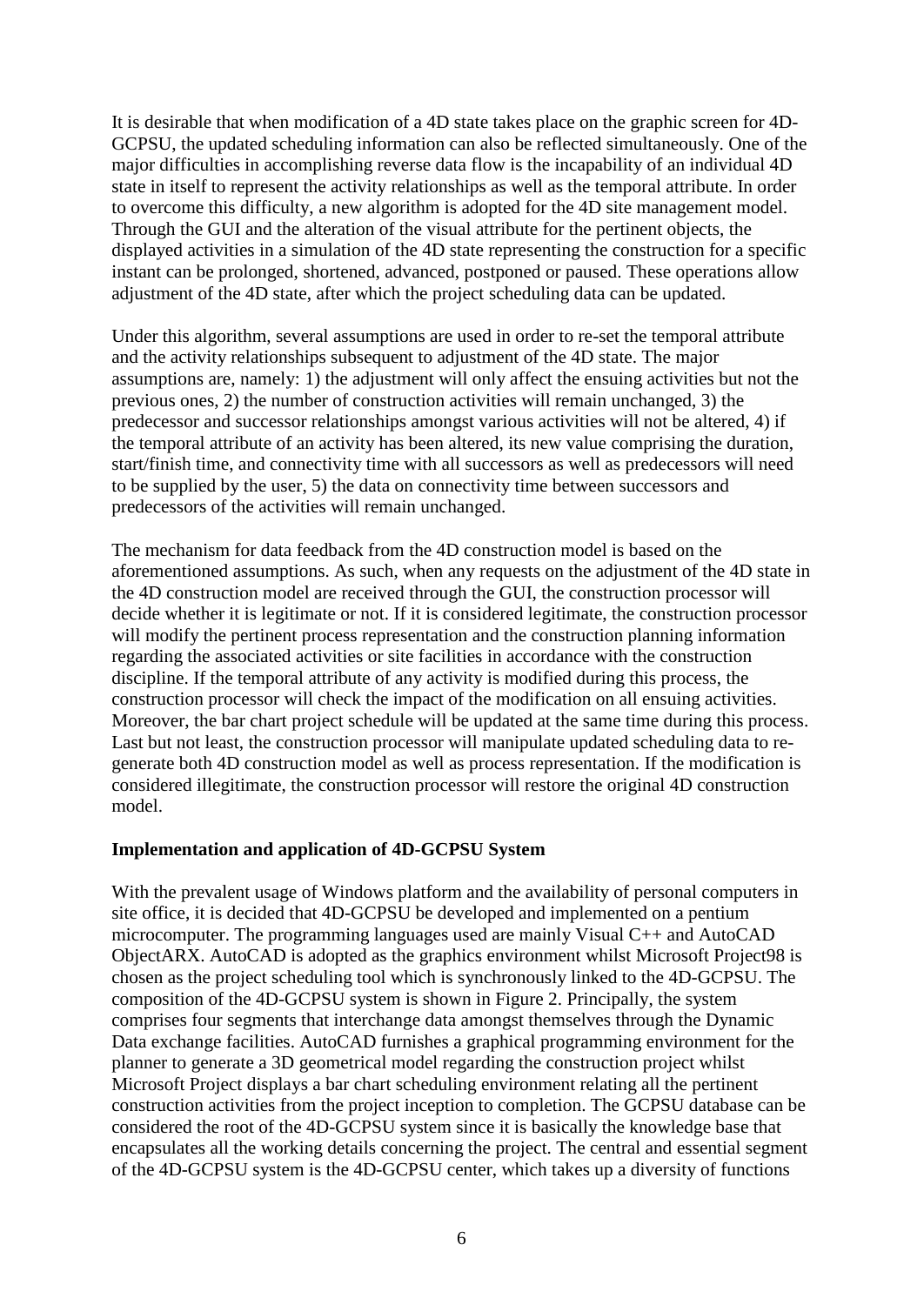It is desirable that when modification of a 4D state takes place on the graphic screen for 4D-GCPSU, the updated scheduling information can also be reflected simultaneously. One of the major difficulties in accomplishing reverse data flow is the incapability of an individual 4D state in itself to represent the activity relationships as well as the temporal attribute. In order to overcome this difficulty, a new algorithm is adopted for the 4D site management model. Through the GUI and the alteration of the visual attribute for the pertinent objects, the displayed activities in a simulation of the 4D state representing the construction for a specific instant can be prolonged, shortened, advanced, postponed or paused. These operations allow adjustment of the 4D state, after which the project scheduling data can be updated.

Under this algorithm, several assumptions are used in order to re-set the temporal attribute and the activity relationships subsequent to adjustment of the 4D state. The major assumptions are, namely: 1) the adjustment will only affect the ensuing activities but not the previous ones, 2) the number of construction activities will remain unchanged, 3) the predecessor and successor relationships amongst various activities will not be altered, 4) if the temporal attribute of an activity has been altered, its new value comprising the duration, start/finish time, and connectivity time with all successors as well as predecessors will need to be supplied by the user, 5) the data on connectivity time between successors and predecessors of the activities will remain unchanged.

The mechanism for data feedback from the 4D construction model is based on the aforementioned assumptions. As such, when any requests on the adjustment of the 4D state in the 4D construction model are received through the GUI, the construction processor will decide whether it is legitimate or not. If it is considered legitimate, the construction processor will modify the pertinent process representation and the construction planning information regarding the associated activities or site facilities in accordance with the construction discipline. If the temporal attribute of any activity is modified during this process, the construction processor will check the impact of the modification on all ensuing activities. Moreover, the bar chart project schedule will be updated at the same time during this process. Last but not least, the construction processor will manipulate updated scheduling data to re-generate both 4D construction model as well as process representation. If the modification is considered illegitimate, the construction processor will restore the original 4D construction model.

## Implementation and application of 4D-GCPSU System

With the prevalent usage of Windows platform and the availability of personal computers in site office, it is decided that 4D-GCPSU be developed and implemented on a pentium microcomputer. The programming languages used are mainly Visual C++ and AutoCAD ObjectARX. AutoCAD is adopted as the graphics environment whilst Microsoft Project98 is chosen as the project scheduling tool which is synchronously linked to the 4D-GCPSU. The composition of the 4D-GCPSU system is shown in Figure 2. Principally, the system comprises four segments that interchange data amongst themselves through the Dynamic Data exchange facilities. AutoCAD furnishes a graphical programming environment for the planner to generate a 3D geometrical model regarding the construction project whilst Microsoft Project displays a bar chart scheduling environment relating all the pertinent construction activities from the project inception to completion. The GCPSU database can be considered the root of the 4D-GCPSU system since it is basically the knowledge base that encapsulates all the working details concerning the project. The central and essential segment of the 4D-GCPSU system is the 4D-GCPSU center, which takes up a diversity of functions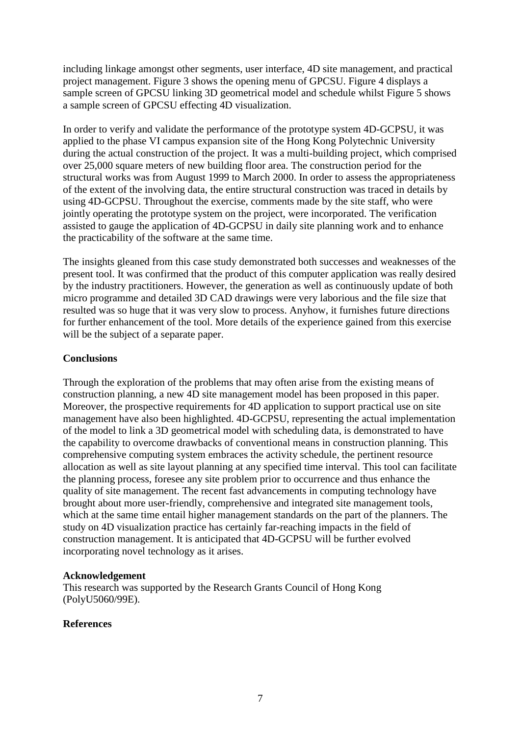including linkage amongst other segments, user interface, 4D site management, and practical project management. Figure 3 shows the opening menu of GPCSU. Figure 4 displays a sample screen of GPCSU linking 3D geometrical model and schedule whilst Figure 5 shows a sample screen of GPCSU effecting 4D visualization.

In order to verify and validate the performance of the prototype system 4D-GCPSU, it was applied to the phase VI campus expansion site of the Hong Kong Polytechnic University during the actual construction of the project. It was a multi-building project, which comprised over 25,000 square meters of new building floor area. The construction period for the structural works was from August 1999 to March 2000. In order to assess the appropriateness of the extent of the involving data, the entire structural construction was traced in details by using 4D-GCPSU. Throughout the exercise, comments made by the site staff, who were jointly operating the prototype system on the project, were incorporated. The verification assisted to gauge the application of 4D-GCPSU in daily site planning work and to enhance the practicability of the software at the same time.

The insights gleaned from this case study demonstrated both successes and weaknesses of the present tool. It was confirmed that the product of this computer application was really desired by the industry practitioners. However, the generation as well as continuously update of both micro programme and detailed 3D CAD drawings were very laborious and the file size that resulted was so huge that it was very slow to process. Anyhow, it furnishes future directions for further enhancement of the tool. More details of the experience gained from this exercise will be the subject of a separate paper.

## Conclusions

Through the exploration of the problems that may often arise from the existing means of construction planning, a new 4D site management model has been proposed in this paper. Moreover, the prospective requirements for 4D application to support practical use on site management have also been highlighted. 4D-GCPSU, representing the actual implementation of the model to link a 3D geometrical model with scheduling data, is demonstrated to have the capability to overcome drawbacks of conventional means in construction planning. This comprehensive computing system embraces the activity schedule, the pertinent resource allocation as well as site layout planning at any specified time interval. This tool can facilitate the planning process, foresee any site problem prior to occurrence and thus enhance the quality of site management. The recent fast advancements in computing technology have brought about more user-friendly, comprehensive and integrated site management tools, which at the same time entail higher management standards on the part of the planners. The study on 4D visualization practice has certainly far-reaching impacts in the field of construction management. It is anticipated that 4D-GCPSU will be further evolved incorporating novel technology as it arises.

## Acknowledgement

This research was supported by the Research Grants Council of Hong Kong (PolyU5060/99E).

## References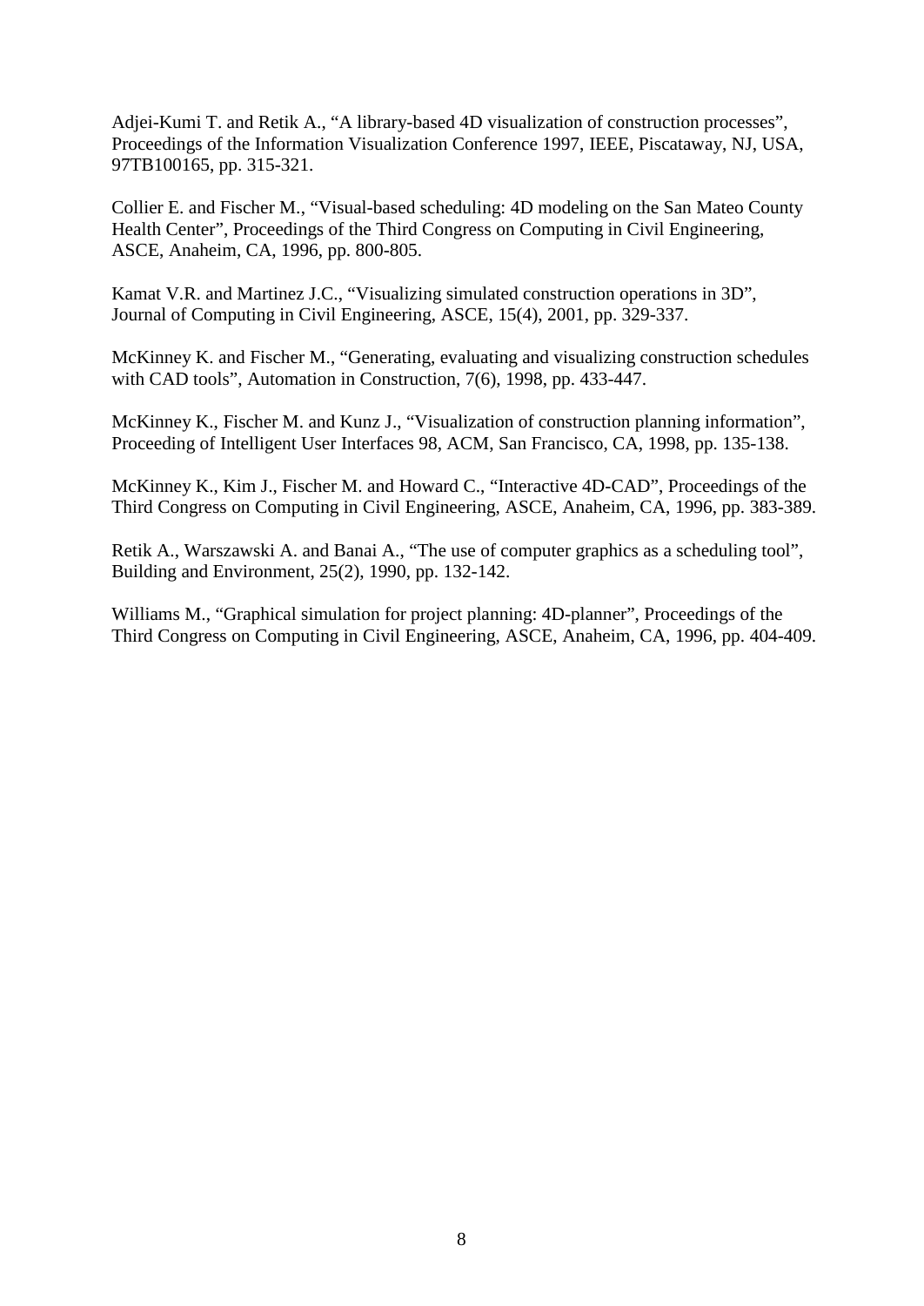Adjei-Kumi T. and Retik A., “A library-based 4D visualization of construction processes”, Proceedings of the Information Visualization Conference 1997, IEEE, Piscataway, NJ, USA, 97TB100165, pp. 315-321.

Collier E. and Fischer M., “Visual-based scheduling: 4D modeling on the San Mateo County Health Center”, Proceedings of the Third Congress on Computing in Civil Engineering, ASCE, Anaheim, CA, 1996, pp. 800-805.

Kamat V.R. and Martinez J.C., “Visualizing simulated construction operations in 3D”, Journal of Computing in Civil Engineering, ASCE, 15(4), 2001, pp. 329-337.

McKinney K. and Fischer M., “Generating, evaluating and visualizing construction schedules with CAD tools”, Automation in Construction, 7(6), 1998, pp. 433-447.

McKinney K., Fischer M. and Kunz J., “Visualization of construction planning information”, Proceeding of Intelligent User Interfaces 98, ACM, San Francisco, CA, 1998, pp. 135-138.

McKinney K., Kim J., Fischer M. and Howard C., “Interactive 4D-CAD”, Proceedings of the Third Congress on Computing in Civil Engineering, ASCE, Anaheim, CA, 1996, pp. 383-389.

Retik A., Warszawski A. and Banai A., “The use of computer graphics as a scheduling tool”, Building and Environment, 25(2), 1990, pp. 132-142.

Williams M., “Graphical simulation for project planning: 4D-planner”, Proceedings of the Third Congress on Computing in Civil Engineering, ASCE, Anaheim, CA, 1996, pp. 404-409.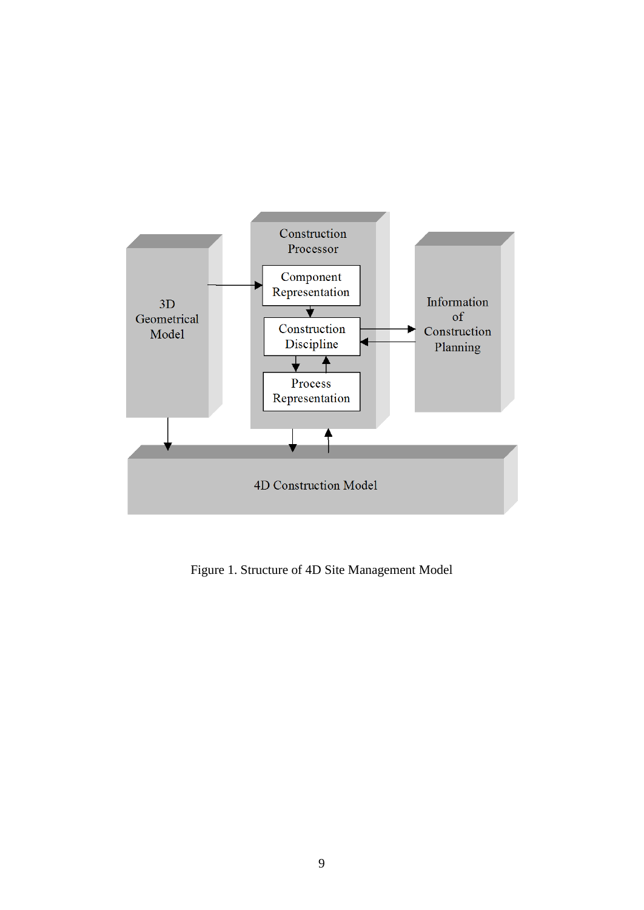Figure 1. Structure of 4D Site Management Model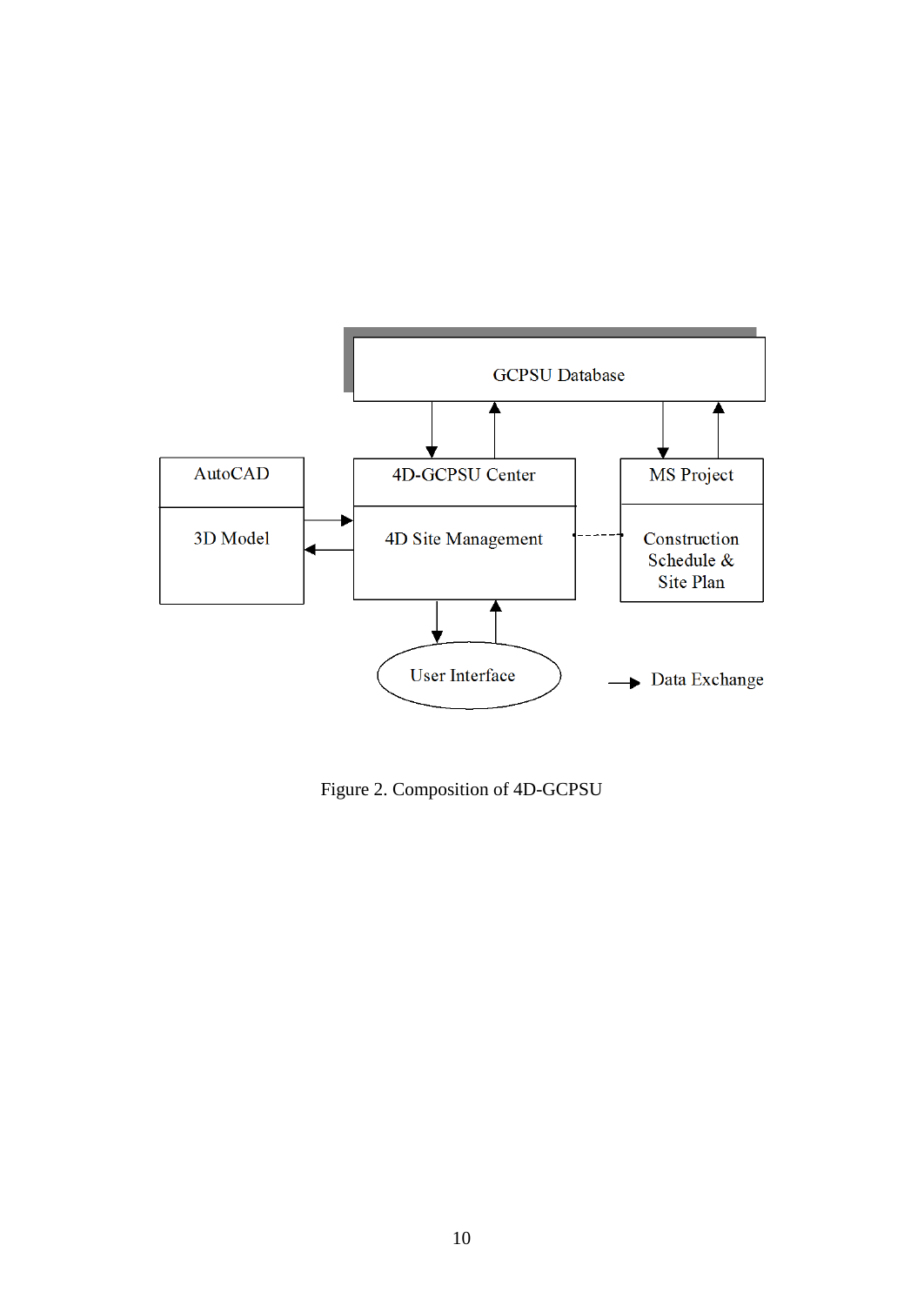Figure 2. Composition of 4D-GCPSU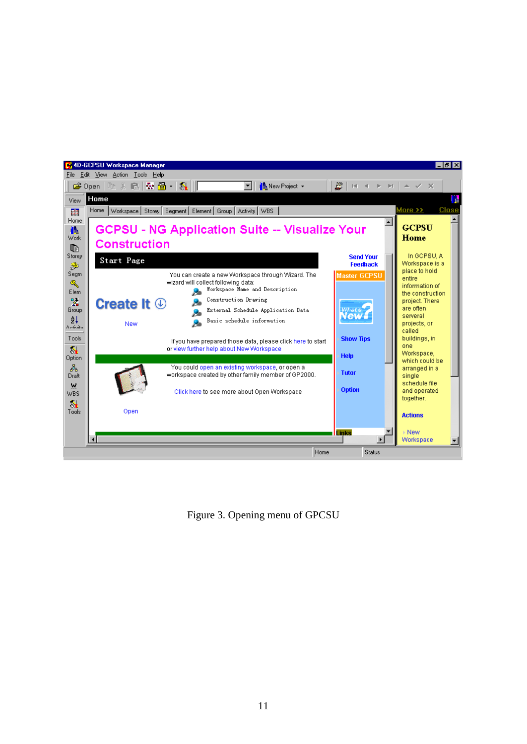Figure 3. Opening menu of GPCSU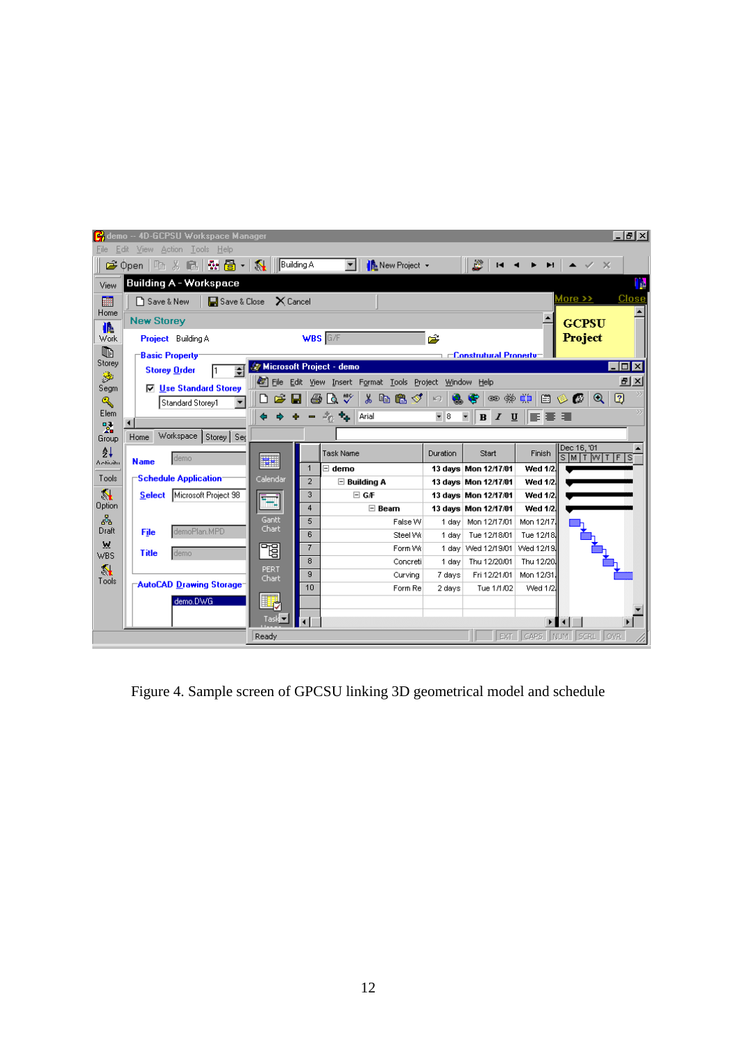Figure 4. Sample screen of GPCSU linking 3D geometrical model and schedule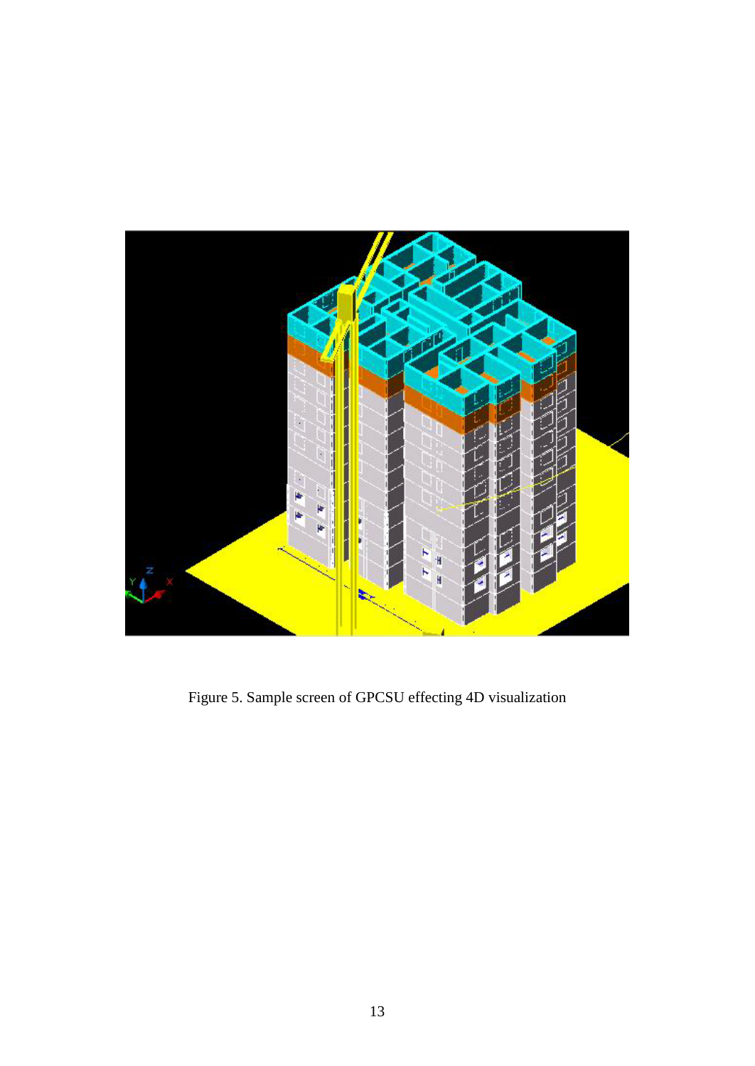Figure 5. Sample screen of GPCSU effecting 4D visualization